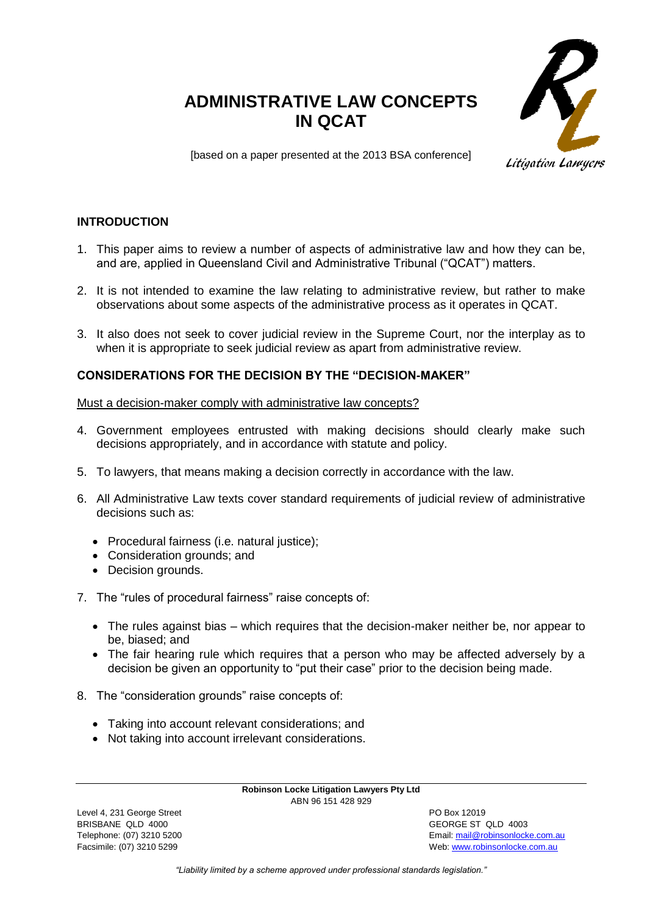# ADMINISTRATIVE LAW CONCEPTS IN QCAT

[based on a paper presented at the 2013 BSA conference]

## INTRODUCTION

1. This paper aims to review a number of aspects of administrative law and how they can be, and are, applied in Queensland Civil and Administrative Tribunal ("QCAT") matters.
2. It is not intended to examine the law relating to administrative review, but rather to make observations about some aspects of the administrative process as it operates in QCAT.
3. It also does not seek to cover judicial review in the Supreme Court, nor the interplay as to when it is appropriate to seek judicial review as apart from administrative review.

## CONSIDERATIONS FOR THE DECISION BY THE "DECISION-MAKER"

Must a decision-maker comply with administrative law concepts?

4. Government employees entrusted with making decisions should clearly make such decisions appropriately, and in accordance with statute and policy.
5. To lawyers, that means making a decision correctly in accordance with the law.
6. All Administrative Law texts cover standard requirements of judicial review of administrative decisions such as:
   - Procedural fairness (i.e. natural justice);
   - Consideration grounds; and
   - Decision grounds.
7. The "rules of procedural fairness" raise concepts of:
   - The rules against bias – which requires that the decision-maker neither be, nor appear to be, biased; and
   - The fair hearing rule which requires that a person who may be affected adversely by a decision be given an opportunity to "put their case" prior to the decision being made.
8. The "consideration grounds" raise concepts of:
   - Taking into account relevant considerations; and
   - Not taking into account irrelevant considerations.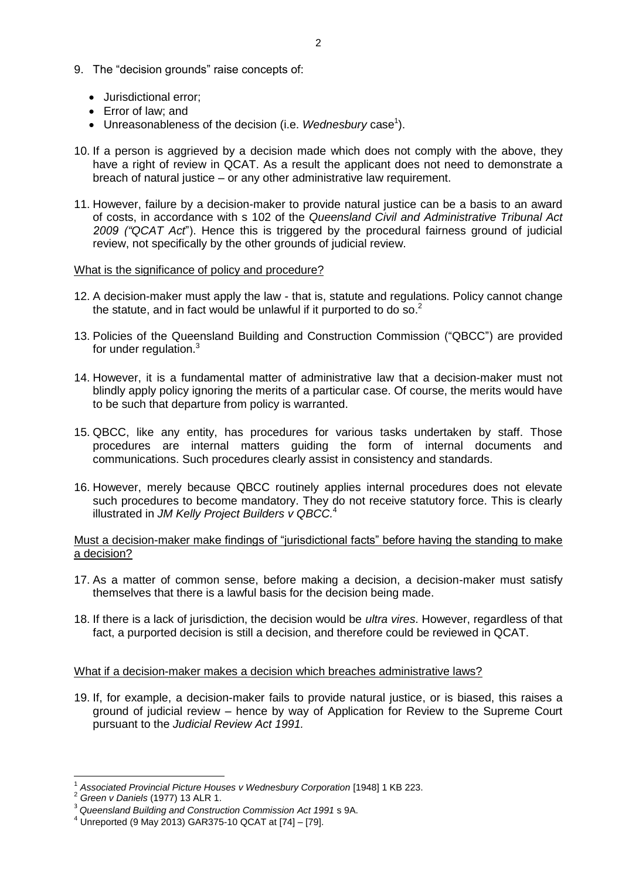9. The "decision grounds" raise concepts of:

   - Jurisdictional error;
   - Error of law; and
   - Unreasonableness of the decision (i.e. *Wednesbury* case[1]).

10. If a person is aggrieved by a decision made which does not comply with the above, they have a right of review in QCAT. As a result the applicant does not need to demonstrate a breach of natural justice – or any other administrative law requirement.

11. However, failure by a decision-maker to provide natural justice can be a basis to an award of costs, in accordance with s 102 of the *Queensland Civil and Administrative Tribunal Act 2009 ("QCAT Act*"). Hence this is triggered by the procedural fairness ground of judicial review, not specifically by the other grounds of judicial review.

<u>What is the significance of policy and procedure?</u>

12. A decision-maker must apply the law - that is, statute and regulations. Policy cannot change the statute, and in fact would be unlawful if it purported to do so.[2]

13. Policies of the Queensland Building and Construction Commission ("QBCC") are provided for under regulation.[3]

14. However, it is a fundamental matter of administrative law that a decision-maker must not blindly apply policy ignoring the merits of a particular case. Of course, the merits would have to be such that departure from policy is warranted.

15. QBCC, like any entity, has procedures for various tasks undertaken by staff. Those procedures are internal matters guiding the form of internal documents and communications. Such procedures clearly assist in consistency and standards.

16. However, merely because QBCC routinely applies internal procedures does not elevate such procedures to become mandatory. They do not receive statutory force. This is clearly illustrated in *JM Kelly Project Builders v QBCC.*[4]

<u>Must a decision-maker make findings of "jurisdictional facts" before having the standing to make a decision?</u>

17. As a matter of common sense, before making a decision, a decision-maker must satisfy themselves that there is a lawful basis for the decision being made.

18. If there is a lack of jurisdiction, the decision would be *ultra vires*. However, regardless of that fact, a purported decision is still a decision, and therefore could be reviewed in QCAT.

<u>What if a decision-maker makes a decision which breaches administrative laws?</u>

19. If, for example, a decision-maker fails to provide natural justice, or is biased, this raises a ground of judicial review – hence by way of Application for Review to the Supreme Court pursuant to the *Judicial Review Act 1991.*

---

[1] *Associated Provincial Picture Houses v Wednesbury Corporation* [1948] 1 KB 223.
[2] *Green v Daniels* (1977) 13 ALR 1.
[3] *Queensland Building and Construction Commission Act 1991* s 9A.
[4] Unreported (9 May 2013) GAR375-10 QCAT at [74] – [79].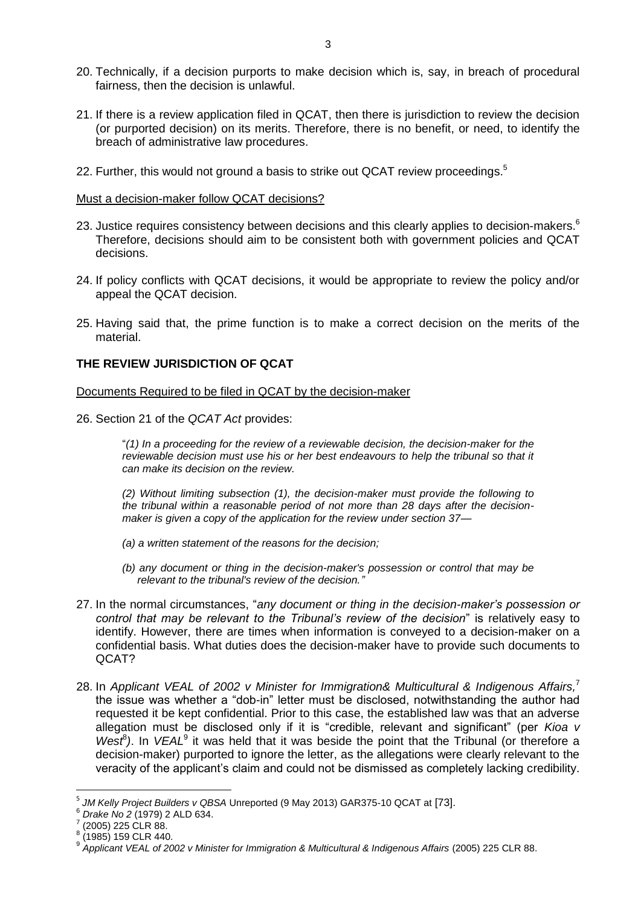20. Technically, if a decision purports to make decision which is, say, in breach of procedural fairness, then the decision is unlawful.

21. If there is a review application filed in QCAT, then there is jurisdiction to review the decision (or purported decision) on its merits. Therefore, there is no benefit, or need, to identify the breach of administrative law procedures.

22. Further, this would not ground a basis to strike out QCAT review proceedings.[5]

Must a decision-maker follow QCAT decisions?

23. Justice requires consistency between decisions and this clearly applies to decision-makers.[6] Therefore, decisions should aim to be consistent both with government policies and QCAT decisions.

24. If policy conflicts with QCAT decisions, it would be appropriate to review the policy and/or appeal the QCAT decision.

25. Having said that, the prime function is to make a correct decision on the merits of the material.

## THE REVIEW JURISDICTION OF QCAT

Documents Required to be filed in QCAT by the decision-maker

26. Section 21 of the *QCAT Act* provides:

> "*(1) In a proceeding for the review of a reviewable decision, the decision-maker for the reviewable decision must use his or her best endeavours to help the tribunal so that it can make its decision on the review.*
>
> *(2) Without limiting subsection (1), the decision-maker must provide the following to the tribunal within a reasonable period of not more than 28 days after the decision-maker is given a copy of the application for the review under section 37—*
>
> *(a) a written statement of the reasons for the decision;*
>
> *(b) any document or thing in the decision-maker's possession or control that may be relevant to the tribunal's review of the decision."*

27. In the normal circumstances, "*any document or thing in the decision-maker's possession or control that may be relevant to the Tribunal's review of the decision*" is relatively easy to identify. However, there are times when information is conveyed to a decision-maker on a confidential basis. What duties does the decision-maker have to provide such documents to QCAT?

28. In *Applicant VEAL of 2002 v Minister for Immigration& Multicultural & Indigenous Affairs,*[7] the issue was whether a "dob-in" letter must be disclosed, notwithstanding the author had requested it be kept confidential. Prior to this case, the established law was that an adverse allegation must be disclosed only if it is "credible, relevant and significant" (per *Kioa v West*[8]). In *VEAL*[9] it was held that it was beside the point that the Tribunal (or therefore a decision-maker) purported to ignore the letter, as the allegations were clearly relevant to the veracity of the applicant's claim and could not be dismissed as completely lacking credibility.

---

[5] *JM Kelly Project Builders v QBSA* Unreported (9 May 2013) GAR375-10 QCAT at [73].

[6] *Drake No 2* (1979) 2 ALD 634.

[7] (2005) 225 CLR 88.

[8] (1985) 159 CLR 440.

[9] *Applicant VEAL of 2002 v Minister for Immigration & Multicultural & Indigenous Affairs* (2005) 225 CLR 88.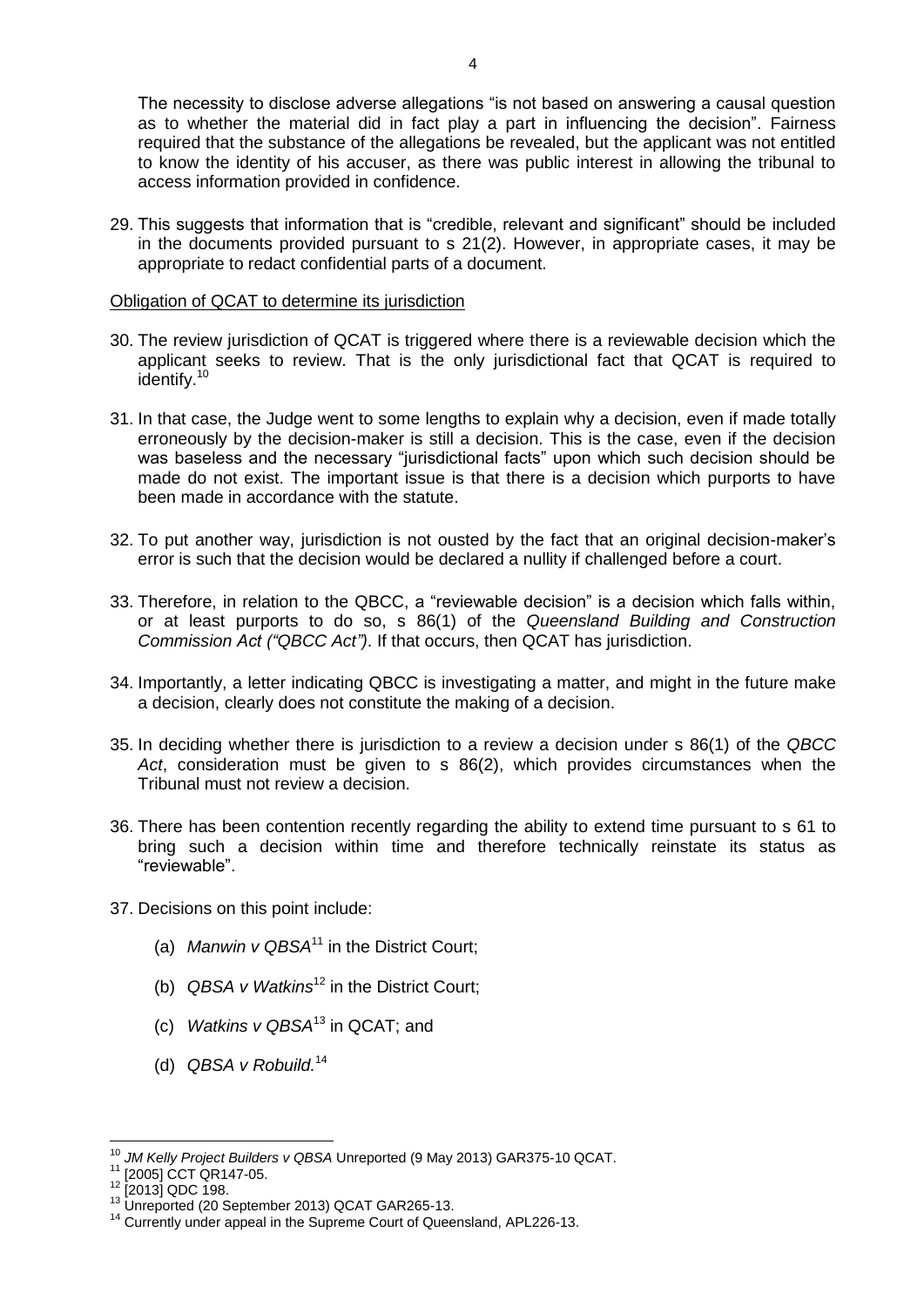The necessity to disclose adverse allegations "is not based on answering a causal question as to whether the material did in fact play a part in influencing the decision". Fairness required that the substance of the allegations be revealed, but the applicant was not entitled to know the identity of his accuser, as there was public interest in allowing the tribunal to access information provided in confidence.

29. This suggests that information that is "credible, relevant and significant" should be included in the documents provided pursuant to s 21(2). However, in appropriate cases, it may be appropriate to redact confidential parts of a document.

<u>Obligation of QCAT to determine its jurisdiction</u>

30. The review jurisdiction of QCAT is triggered where there is a reviewable decision which the applicant seeks to review. That is the only jurisdictional fact that QCAT is required to identify.[10]

31. In that case, the Judge went to some lengths to explain why a decision, even if made totally erroneously by the decision-maker is still a decision. This is the case, even if the decision was baseless and the necessary "jurisdictional facts" upon which such decision should be made do not exist. The important issue is that there is a decision which purports to have been made in accordance with the statute.

32. To put another way, jurisdiction is not ousted by the fact that an original decision-maker's error is such that the decision would be declared a nullity if challenged before a court.

33. Therefore, in relation to the QBCC, a "reviewable decision" is a decision which falls within, or at least purports to do so, s 86(1) of the *Queensland Building and Construction Commission Act ("QBCC Act")*. If that occurs, then QCAT has jurisdiction.

34. Importantly, a letter indicating QBCC is investigating a matter, and might in the future make a decision, clearly does not constitute the making of a decision.

35. In deciding whether there is jurisdiction to a review a decision under s 86(1) of the *QBCC Act*, consideration must be given to s 86(2), which provides circumstances when the Tribunal must not review a decision.

36. There has been contention recently regarding the ability to extend time pursuant to s 61 to bring such a decision within time and therefore technically reinstate its status as "reviewable".

37. Decisions on this point include:

    (a) *Manwin v QBSA*[11] in the District Court;

    (b) *QBSA v Watkins*[12] in the District Court;

    (c) *Watkins v QBSA*[13] in QCAT; and

    (d) *QBSA v Robuild.*[14]

---

[10] *JM Kelly Project Builders v QBSA* Unreported (9 May 2013) GAR375-10 QCAT.

[11] [2005] CCT QR147-05.

[12] [2013] QDC 198.

[13] Unreported (20 September 2013) QCAT GAR265-13.

[14] Currently under appeal in the Supreme Court of Queensland, APL226-13.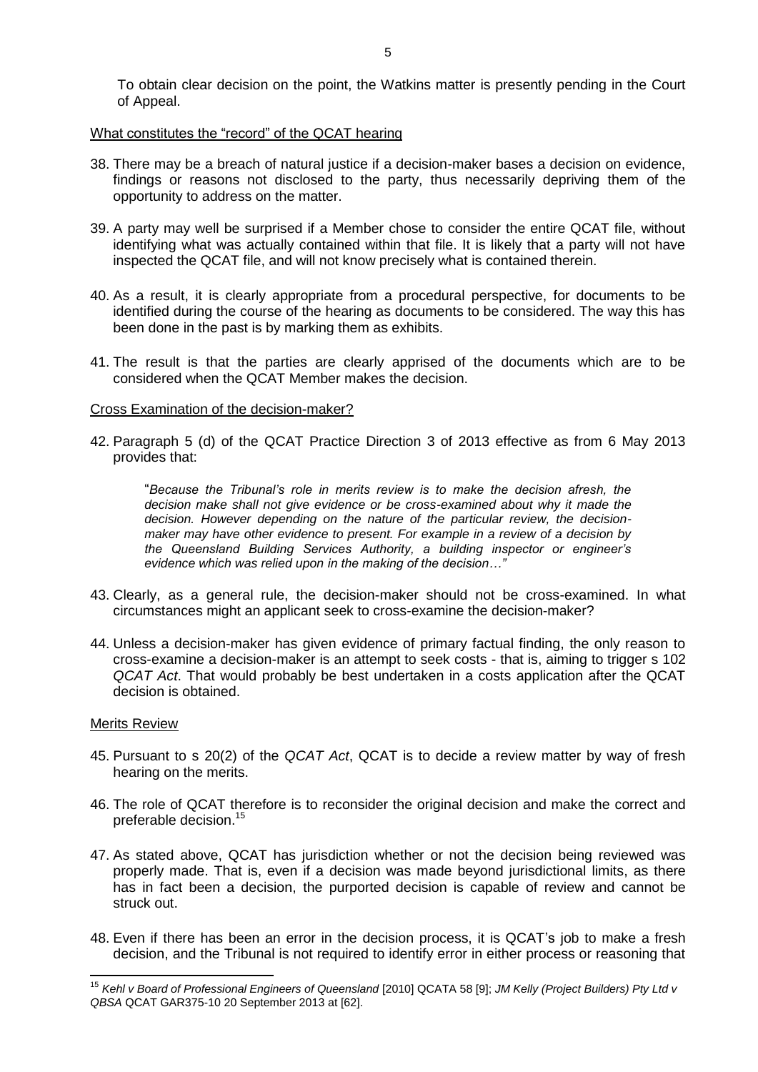To obtain clear decision on the point, the Watkins matter is presently pending in the Court of Appeal.

What constitutes the "record" of the QCAT hearing

38. There may be a breach of natural justice if a decision-maker bases a decision on evidence, findings or reasons not disclosed to the party, thus necessarily depriving them of the opportunity to address on the matter.

39. A party may well be surprised if a Member chose to consider the entire QCAT file, without identifying what was actually contained within that file. It is likely that a party will not have inspected the QCAT file, and will not know precisely what is contained therein.

40. As a result, it is clearly appropriate from a procedural perspective, for documents to be identified during the course of the hearing as documents to be considered. The way this has been done in the past is by marking them as exhibits.

41. The result is that the parties are clearly apprised of the documents which are to be considered when the QCAT Member makes the decision.

Cross Examination of the decision-maker?

42. Paragraph 5 (d) of the QCAT Practice Direction 3 of 2013 effective as from 6 May 2013 provides that:

> "*Because the Tribunal's role in merits review is to make the decision afresh, the decision make shall not give evidence or be cross-examined about why it made the decision. However depending on the nature of the particular review, the decision-maker may have other evidence to present. For example in a review of a decision by the Queensland Building Services Authority, a building inspector or engineer's evidence which was relied upon in the making of the decision…"*

43. Clearly, as a general rule, the decision-maker should not be cross-examined. In what circumstances might an applicant seek to cross-examine the decision-maker?

44. Unless a decision-maker has given evidence of primary factual finding, the only reason to cross-examine a decision-maker is an attempt to seek costs - that is, aiming to trigger s 102 *QCAT Act*. That would probably be best undertaken in a costs application after the QCAT decision is obtained.

Merits Review

45. Pursuant to s 20(2) of the *QCAT Act*, QCAT is to decide a review matter by way of fresh hearing on the merits.

46. The role of QCAT therefore is to reconsider the original decision and make the correct and preferable decision.[15]

47. As stated above, QCAT has jurisdiction whether or not the decision being reviewed was properly made. That is, even if a decision was made beyond jurisdictional limits, as there has in fact been a decision, the purported decision is capable of review and cannot be struck out.

48. Even if there has been an error in the decision process, it is QCAT's job to make a fresh decision, and the Tribunal is not required to identify error in either process or reasoning that

---

[15] *Kehl v Board of Professional Engineers of Queensland* [2010] QCATA 58 [9]; *JM Kelly (Project Builders) Pty Ltd v QBSA* QCAT GAR375-10 20 September 2013 at [62].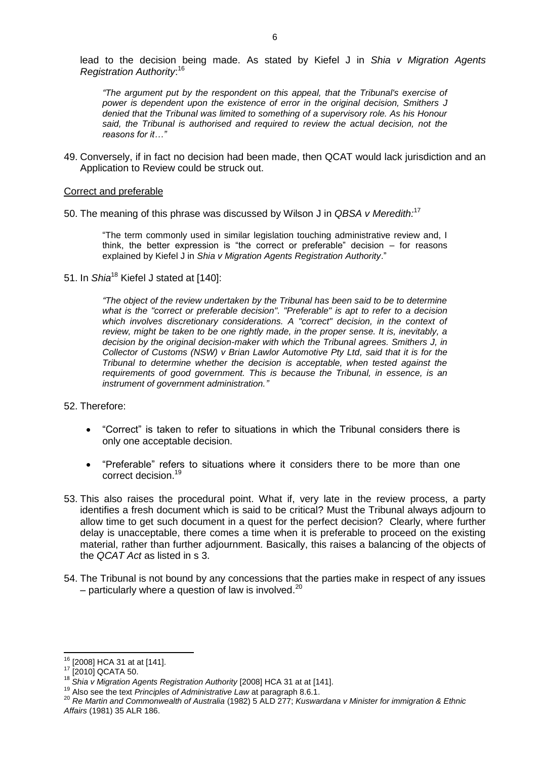lead to the decision being made. As stated by Kiefel J in *Shia v Migration Agents Registration Authority*:[16]

> *"The argument put by the respondent on this appeal, that the Tribunal's exercise of power is dependent upon the existence of error in the original decision, Smithers J denied that the Tribunal was limited to something of a supervisory role. As his Honour said, the Tribunal is authorised and required to review the actual decision, not the reasons for it…"*

49. Conversely, if in fact no decision had been made, then QCAT would lack jurisdiction and an Application to Review could be struck out.

<u>Correct and preferable</u>

50. The meaning of this phrase was discussed by Wilson J in *QBSA v Meredith*:[17]

> "The term commonly used in similar legislation touching administrative review and, I think, the better expression is "the correct or preferable" decision – for reasons explained by Kiefel J in *Shia v Migration Agents Registration Authority*."

51. In *Shia*[18] Kiefel J stated at [140]:

> *"The object of the review undertaken by the Tribunal has been said to be to determine what is the "correct or preferable decision". "Preferable" is apt to refer to a decision which involves discretionary considerations. A "correct" decision, in the context of review, might be taken to be one rightly made, in the proper sense. It is, inevitably, a decision by the original decision-maker with which the Tribunal agrees. Smithers J, in Collector of Customs (NSW) v Brian Lawlor Automotive Pty Ltd, said that it is for the Tribunal to determine whether the decision is acceptable, when tested against the requirements of good government. This is because the Tribunal, in essence, is an instrument of government administration."*

52. Therefore:

- "Correct" is taken to refer to situations in which the Tribunal considers there is only one acceptable decision.
- "Preferable" refers to situations where it considers there to be more than one correct decision.[19]

53. This also raises the procedural point. What if, very late in the review process, a party identifies a fresh document which is said to be critical? Must the Tribunal always adjourn to allow time to get such document in a quest for the perfect decision? Clearly, where further delay is unacceptable, there comes a time when it is preferable to proceed on the existing material, rather than further adjournment. Basically, this raises a balancing of the objects of the *QCAT Act* as listed in s 3.

54. The Tribunal is not bound by any concessions that the parties make in respect of any issues – particularly where a question of law is involved.[20]

---

[16] [2008] HCA 31 at at [141].

[17] [2010] QCATA 50.

[18] *Shia v Migration Agents Registration Authority* [2008] HCA 31 at at [141].

[19] Also see the text *Principles of Administrative Law* at paragraph 8.6.1.

[20] *Re Martin and Commonwealth of Australia* (1982) 5 ALD 277; *Kuswardana v Minister for immigration & Ethnic Affairs* (1981) 35 ALR 186.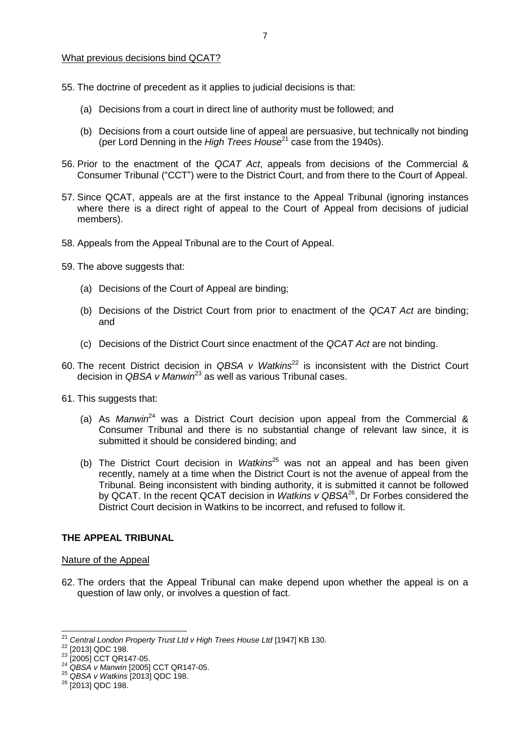What previous decisions bind QCAT?

55. The doctrine of precedent as it applies to judicial decisions is that:

    (a) Decisions from a court in direct line of authority must be followed; and

    (b) Decisions from a court outside line of appeal are persuasive, but technically not binding (per Lord Denning in the *High Trees House*[21] case from the 1940s).

56. Prior to the enactment of the *QCAT Act*, appeals from decisions of the Commercial & Consumer Tribunal ("CCT") were to the District Court, and from there to the Court of Appeal.

57. Since QCAT, appeals are at the first instance to the Appeal Tribunal (ignoring instances where there is a direct right of appeal to the Court of Appeal from decisions of judicial members).

58. Appeals from the Appeal Tribunal are to the Court of Appeal.

59. The above suggests that:

    (a) Decisions of the Court of Appeal are binding;

    (b) Decisions of the District Court from prior to enactment of the *QCAT Act* are binding; and

    (c) Decisions of the District Court since enactment of the *QCAT Act* are not binding.

60. The recent District decision in *QBSA v Watkins*[22] is inconsistent with the District Court decision in *QBSA v Manwin*[23] as well as various Tribunal cases.

61. This suggests that:

    (a) As *Manwin*[24] was a District Court decision upon appeal from the Commercial & Consumer Tribunal and there is no substantial change of relevant law since, it is submitted it should be considered binding; and

    (b) The District Court decision in *Watkins*[25] was not an appeal and has been given recently, namely at a time when the District Court is not the avenue of appeal from the Tribunal. Being inconsistent with binding authority, it is submitted it cannot be followed by QCAT. In the recent QCAT decision in *Watkins v QBSA*[26], Dr Forbes considered the District Court decision in Watkins to be incorrect, and refused to follow it.

## THE APPEAL TRIBUNAL

Nature of the Appeal

62. The orders that the Appeal Tribunal can make depend upon whether the appeal is on a question of law only, or involves a question of fact.

---

[21] *Central London Property Trust Ltd v High Trees House Ltd* [1947] KB 130.
[22] [2013] QDC 198.
[23] [2005] CCT QR147-05.
[24] *QBSA v Manwin* [2005] CCT QR147-05.
[25] *QBSA v Watkins* [2013] QDC 198.
[26] [2013] QDC 198.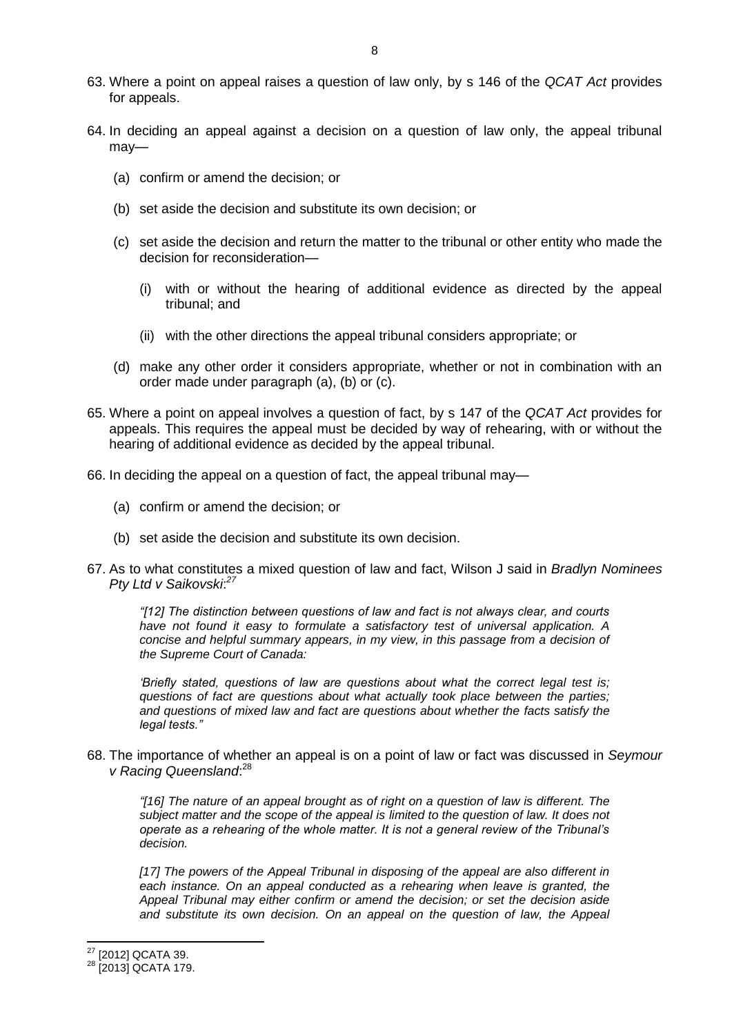63. Where a point on appeal raises a question of law only, by s 146 of the *QCAT Act* provides for appeals.

64. In deciding an appeal against a decision on a question of law only, the appeal tribunal may—

    (a) confirm or amend the decision; or

    (b) set aside the decision and substitute its own decision; or

    (c) set aside the decision and return the matter to the tribunal or other entity who made the decision for reconsideration—

       (i) with or without the hearing of additional evidence as directed by the appeal tribunal; and

       (ii) with the other directions the appeal tribunal considers appropriate; or

    (d) make any other order it considers appropriate, whether or not in combination with an order made under paragraph (a), (b) or (c).

65. Where a point on appeal involves a question of fact, by s 147 of the *QCAT Act* provides for appeals. This requires the appeal must be decided by way of rehearing, with or without the hearing of additional evidence as decided by the appeal tribunal.

66. In deciding the appeal on a question of fact, the appeal tribunal may—

    (a) confirm or amend the decision; or

    (b) set aside the decision and substitute its own decision.

67. As to what constitutes a mixed question of law and fact, Wilson J said in *Bradlyn Nominees Pty Ltd v Saikovski*:[27]

    > *"[12] The distinction between questions of law and fact is not always clear, and courts have not found it easy to formulate a satisfactory test of universal application. A concise and helpful summary appears, in my view, in this passage from a decision of the Supreme Court of Canada:*
    >
    > *'Briefly stated, questions of law are questions about what the correct legal test is; questions of fact are questions about what actually took place between the parties; and questions of mixed law and fact are questions about whether the facts satisfy the legal tests."*

68. The importance of whether an appeal is on a point of law or fact was discussed in *Seymour v Racing Queensland*:[28]

    > *"[16] The nature of an appeal brought as of right on a question of law is different. The subject matter and the scope of the appeal is limited to the question of law. It does not operate as a rehearing of the whole matter. It is not a general review of the Tribunal's decision.*
    >
    > *[17] The powers of the Appeal Tribunal in disposing of the appeal are also different in each instance. On an appeal conducted as a rehearing when leave is granted, the Appeal Tribunal may either confirm or amend the decision; or set the decision aside and substitute its own decision. On an appeal on the question of law, the Appeal*

---

[27] [2012] QCATA 39.

[28] [2013] QCATA 179.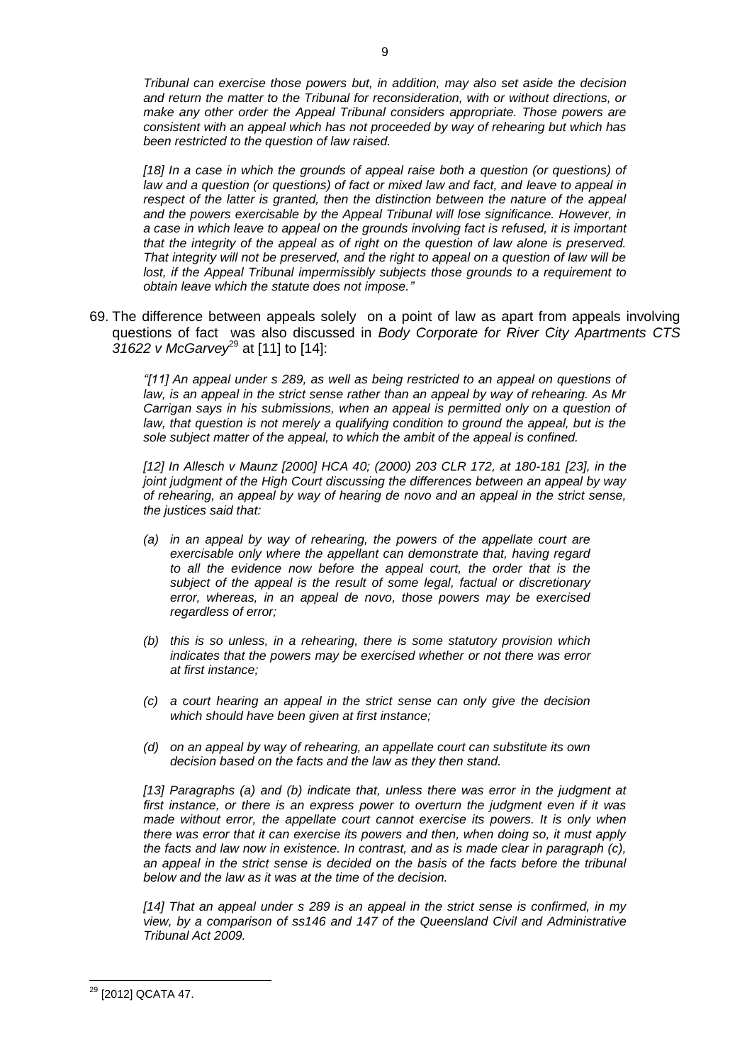*Tribunal can exercise those powers but, in addition, may also set aside the decision and return the matter to the Tribunal for reconsideration, with or without directions, or make any other order the Appeal Tribunal considers appropriate. Those powers are consistent with an appeal which has not proceeded by way of rehearing but which has been restricted to the question of law raised.*

*[18] In a case in which the grounds of appeal raise both a question (or questions) of law and a question (or questions) of fact or mixed law and fact, and leave to appeal in respect of the latter is granted, then the distinction between the nature of the appeal and the powers exercisable by the Appeal Tribunal will lose significance. However, in a case in which leave to appeal on the grounds involving fact is refused, it is important that the integrity of the appeal as of right on the question of law alone is preserved. That integrity will not be preserved, and the right to appeal on a question of law will be lost, if the Appeal Tribunal impermissibly subjects those grounds to a requirement to obtain leave which the statute does not impose."*

69. The difference between appeals solely on a point of law as apart from appeals involving questions of fact was also discussed in *Body Corporate for River City Apartments CTS 31622 v McGarvey*[29] at [11] to [14]:

*"[11] An appeal under s 289, as well as being restricted to an appeal on questions of law, is an appeal in the strict sense rather than an appeal by way of rehearing. As Mr Carrigan says in his submissions, when an appeal is permitted only on a question of law, that question is not merely a qualifying condition to ground the appeal, but is the sole subject matter of the appeal, to which the ambit of the appeal is confined.*

*[12] In Allesch v Maunz [2000] HCA 40; (2000) 203 CLR 172, at 180-181 [23], in the joint judgment of the High Court discussing the differences between an appeal by way of rehearing, an appeal by way of hearing de novo and an appeal in the strict sense, the justices said that:*

- *(a) in an appeal by way of rehearing, the powers of the appellate court are exercisable only where the appellant can demonstrate that, having regard to all the evidence now before the appeal court, the order that is the subject of the appeal is the result of some legal, factual or discretionary error, whereas, in an appeal de novo, those powers may be exercised regardless of error;*
- *(b) this is so unless, in a rehearing, there is some statutory provision which indicates that the powers may be exercised whether or not there was error at first instance;*
- *(c) a court hearing an appeal in the strict sense can only give the decision which should have been given at first instance;*
- *(d) on an appeal by way of rehearing, an appellate court can substitute its own decision based on the facts and the law as they then stand.*

*[13] Paragraphs (a) and (b) indicate that, unless there was error in the judgment at first instance, or there is an express power to overturn the judgment even if it was made without error, the appellate court cannot exercise its powers. It is only when there was error that it can exercise its powers and then, when doing so, it must apply the facts and law now in existence. In contrast, and as is made clear in paragraph (c), an appeal in the strict sense is decided on the basis of the facts before the tribunal below and the law as it was at the time of the decision.*

*[14] That an appeal under s 289 is an appeal in the strict sense is confirmed, in my view, by a comparison of ss146 and 147 of the Queensland Civil and Administrative Tribunal Act 2009.*

---

[29] [2012] QCATA 47.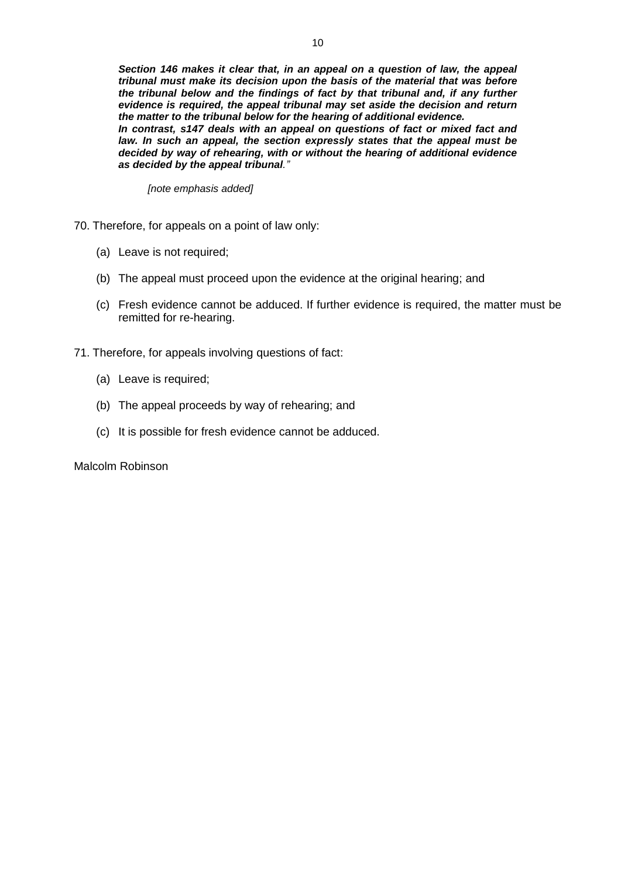***Section 146 makes it clear that, in an appeal on a question of law, the appeal tribunal must make its decision upon the basis of the material that was before the tribunal below and the findings of fact by that tribunal and, if any further evidence is required, the appeal tribunal may set aside the decision and return the matter to the tribunal below for the hearing of additional evidence.***
***In contrast, s147 deals with an appeal on questions of fact or mixed fact and law. In such an appeal, the section expressly states that the appeal must be decided by way of rehearing, with or without the hearing of additional evidence as decided by the appeal tribunal****."*

*[note emphasis added]*

70. Therefore, for appeals on a point of law only:

(a) Leave is not required;

(b) The appeal must proceed upon the evidence at the original hearing; and

(c) Fresh evidence cannot be adduced. If further evidence is required, the matter must be remitted for re-hearing.

71. Therefore, for appeals involving questions of fact:

(a) Leave is required;

(b) The appeal proceeds by way of rehearing; and

(c) It is possible for fresh evidence cannot be adduced.

Malcolm Robinson